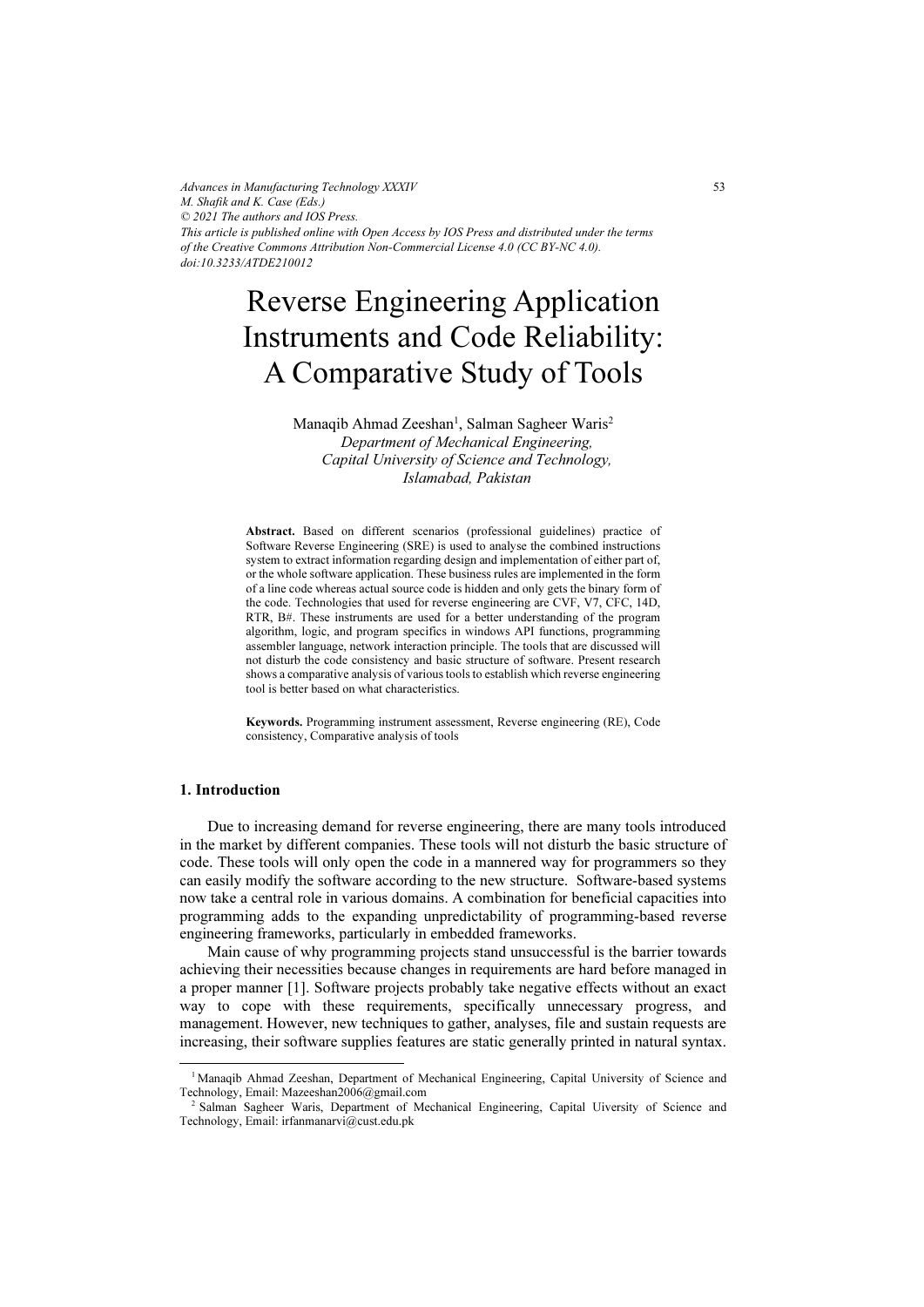*Advances in Manufacturing Technology XXXIV*
*M. Shafik and K. Case (Eds.)*
*© 2021 The authors and IOS Press.*
*This article is published online with Open Access by IOS Press and distributed under the terms of the Creative Commons Attribution Non-Commercial License 4.0 (CC BY-NC 4.0).*
*doi:10.3233/ATDE210012*

# Reverse Engineering Application Instruments and Code Reliability: A Comparative Study of Tools

Manaqib Ahmad Zeeshan[1], Salman Sagheer Waris[2]
*Department of Mechanical Engineering,*
*Capital University of Science and Technology,*
*Islamabad, Pakistan*

**Abstract.** Based on different scenarios (professional guidelines) practice of Software Reverse Engineering (SRE) is used to analyse the combined instructions system to extract information regarding design and implementation of either part of, or the whole software application. These business rules are implemented in the form of a line code whereas actual source code is hidden and only gets the binary form of the code. Technologies that used for reverse engineering are CVF, V7, CFC, 14D, RTR, B#. These instruments are used for a better understanding of the program algorithm, logic, and program specifics in windows API functions, programming assembler language, network interaction principle. The tools that are discussed will not disturb the code consistency and basic structure of software. Present research shows a comparative analysis of various tools to establish which reverse engineering tool is better based on what characteristics.

**Keywords.** Programming instrument assessment, Reverse engineering (RE), Code consistency, Comparative analysis of tools

## 1. Introduction

Due to increasing demand for reverse engineering, there are many tools introduced in the market by different companies. These tools will not disturb the basic structure of code. These tools will only open the code in a mannered way for programmers so they can easily modify the software according to the new structure. Software-based systems now take a central role in various domains. A combination for beneficial capacities into programming adds to the expanding unpredictability of programming-based reverse engineering frameworks, particularly in embedded frameworks.

Main cause of why programming projects stand unsuccessful is the barrier towards achieving their necessities because changes in requirements are hard before managed in a proper manner [1]. Software projects probably take negative effects without an exact way to cope with these requirements, specifically unnecessary progress, and management. However, new techniques to gather, analyses, file and sustain requests are increasing, their software supplies features are static generally printed in natural syntax.

[1] Manaqib Ahmad Zeeshan, Department of Mechanical Engineering, Capital University of Science and Technology, Email: Mazeeshan2006@gmail.com

[2] Salman Sagheer Waris, Department of Mechanical Engineering, Capital Uiversity of Science and Technology, Email: irfanmanarvi@cust.edu.pk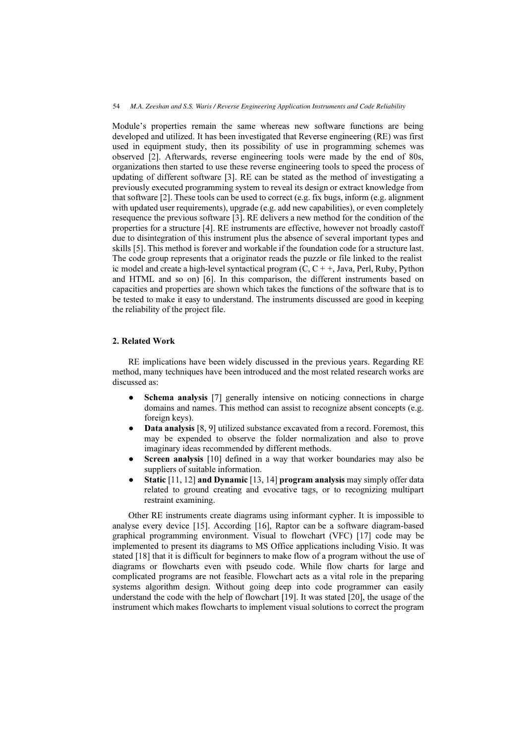Module's properties remain the same whereas new software functions are being developed and utilized. It has been investigated that Reverse engineering (RE) was first used in equipment study, then its possibility of use in programming schemes was observed [2]. Afterwards, reverse engineering tools were made by the end of 80s, organizations then started to use these reverse engineering tools to speed the process of updating of different software [3]. RE can be stated as the method of investigating a previously executed programming system to reveal its design or extract knowledge from that software [2]. These tools can be used to correct (e.g. fix bugs, inform (e.g. alignment with updated user requirements), upgrade (e.g. add new capabilities), or even completely resequence the previous software [3]. RE delivers a new method for the condition of the properties for a structure [4]. RE instruments are effective, however not broadly castoff due to disintegration of this instrument plus the absence of several important types and skills [5]. This method is forever and workable if the foundation code for a structure last. The code group represents that a originator reads the puzzle or file linked to the realist ic model and create a high-level syntactical program (C, C + +, Java, Perl, Ruby, Python and HTML and so on) [6]. In this comparison, the different instruments based on capacities and properties are shown which takes the functions of the software that is to be tested to make it easy to understand. The instruments discussed are good in keeping the reliability of the project file.

## 2. Related Work

RE implications have been widely discussed in the previous years. Regarding RE method, many techniques have been introduced and the most related research works are discussed as:

- **Schema analysis** [7] generally intensive on noticing connections in charge domains and names. This method can assist to recognize absent concepts (e.g. foreign keys).
- **Data analysis** [8, 9] utilized substance excavated from a record. Foremost, this may be expended to observe the folder normalization and also to prove imaginary ideas recommended by different methods.
- **Screen analysis** [10] defined in a way that worker boundaries may also be suppliers of suitable information.
- **Static** [11, 12] **and Dynamic** [13, 14] **program analysis** may simply offer data related to ground creating and evocative tags, or to recognizing multipart restraint examining.

Other RE instruments create diagrams using informant cypher. It is impossible to analyse every device [15]. According [16], Raptor can be a software diagram-based graphical programming environment. Visual to flowchart (VFC) [17] code may be implemented to present its diagrams to MS Office applications including Visio. It was stated [18] that it is difficult for beginners to make flow of a program without the use of diagrams or flowcharts even with pseudo code. While flow charts for large and complicated programs are not feasible. Flowchart acts as a vital role in the preparing systems algorithm design. Without going deep into code programmer can easily understand the code with the help of flowchart [19]. It was stated [20], the usage of the instrument which makes flowcharts to implement visual solutions to correct the program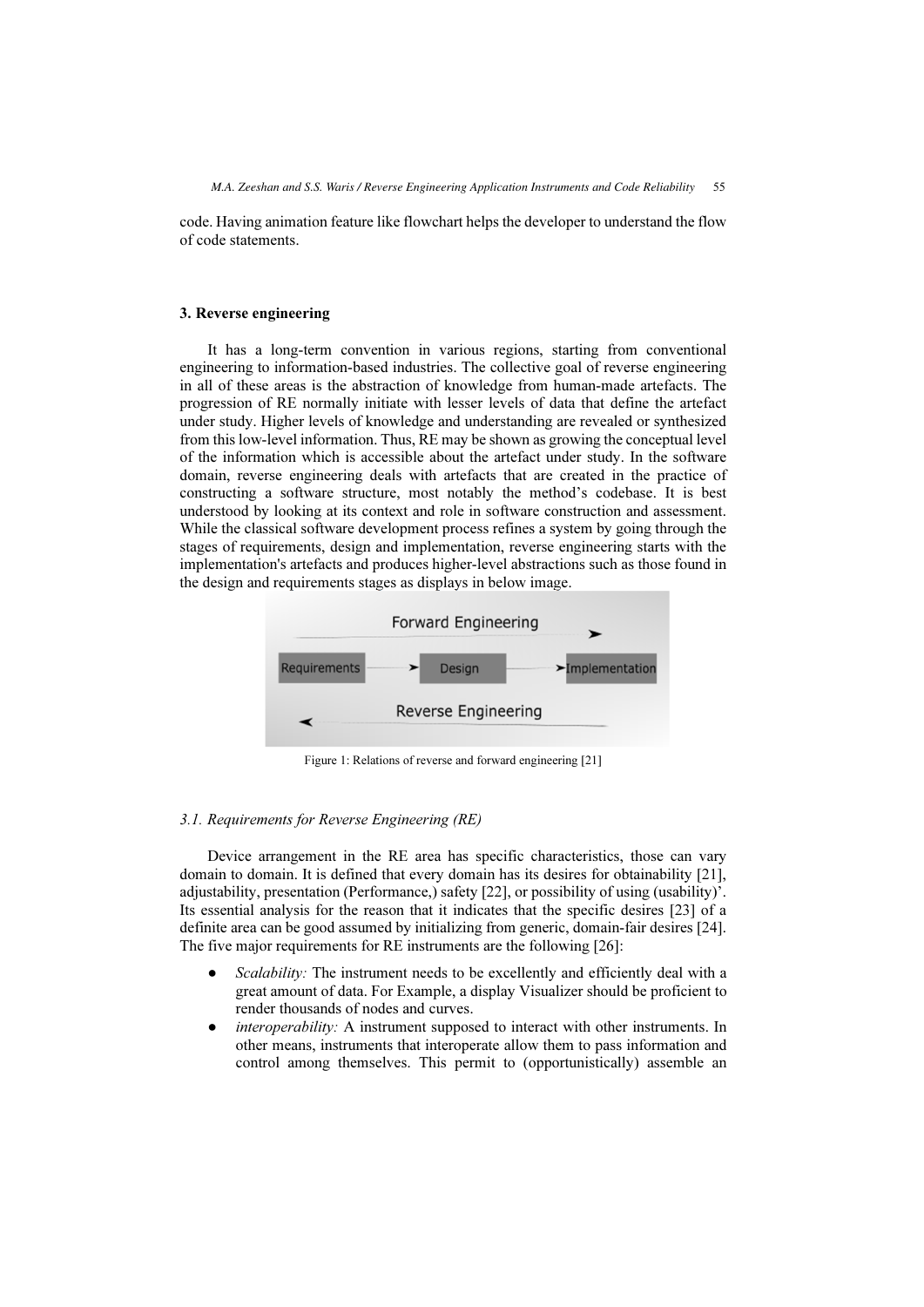code. Having animation feature like flowchart helps the developer to understand the flow of code statements.

## 3. Reverse engineering

It has a long-term convention in various regions, starting from conventional engineering to information-based industries. The collective goal of reverse engineering in all of these areas is the abstraction of knowledge from human-made artefacts. The progression of RE normally initiate with lesser levels of data that define the artefact under study. Higher levels of knowledge and understanding are revealed or synthesized from this low-level information. Thus, RE may be shown as growing the conceptual level of the information which is accessible about the artefact under study. In the software domain, reverse engineering deals with artefacts that are created in the practice of constructing a software structure, most notably the method's codebase. It is best understood by looking at its context and role in software construction and assessment. While the classical software development process refines a system by going through the stages of requirements, design and implementation, reverse engineering starts with the implementation's artefacts and produces higher-level abstractions such as those found in the design and requirements stages as displays in below image.

Figure 1: Relations of reverse and forward engineering [21]

### *3.1. Requirements for Reverse Engineering (RE)*

Device arrangement in the RE area has specific characteristics, those can vary domain to domain. It is defined that every domain has its desires for obtainability [21], adjustability, presentation (Performance,) safety [22], or possibility of using (usability)'. Its essential analysis for the reason that it indicates that the specific desires [23] of a definite area can be good assumed by initializing from generic, domain-fair desires [24]. The five major requirements for RE instruments are the following [26]:

- *Scalability:* The instrument needs to be excellently and efficiently deal with a great amount of data. For Example, a display Visualizer should be proficient to render thousands of nodes and curves.
- *interoperability:* A instrument supposed to interact with other instruments. In other means, instruments that interoperate allow them to pass information and control among themselves. This permit to (opportunistically) assemble an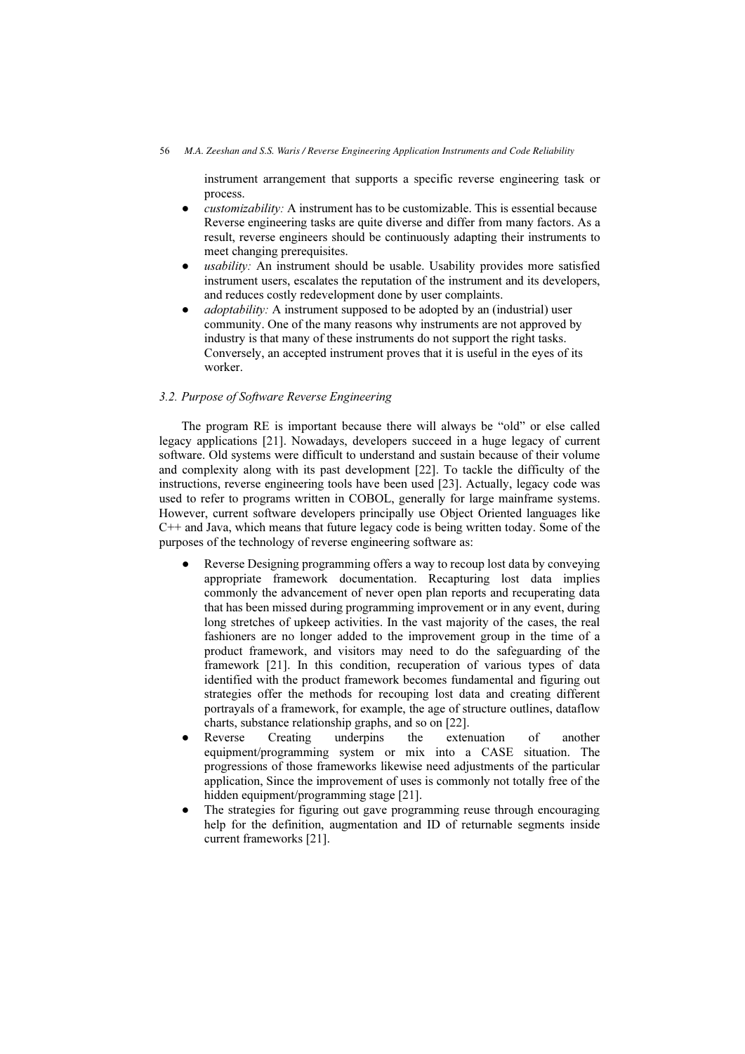instrument arrangement that supports a specific reverse engineering task or process.

- *customizability:* A instrument has to be customizable. This is essential because Reverse engineering tasks are quite diverse and differ from many factors. As a result, reverse engineers should be continuously adapting their instruments to meet changing prerequisites.
- *usability:* An instrument should be usable. Usability provides more satisfied instrument users, escalates the reputation of the instrument and its developers, and reduces costly redevelopment done by user complaints.
- *adoptability:* A instrument supposed to be adopted by an (industrial) user community. One of the many reasons why instruments are not approved by industry is that many of these instruments do not support the right tasks. Conversely, an accepted instrument proves that it is useful in the eyes of its worker.

### *3.2. Purpose of Software Reverse Engineering*

The program RE is important because there will always be "old" or else called legacy applications [21]. Nowadays, developers succeed in a huge legacy of current software. Old systems were difficult to understand and sustain because of their volume and complexity along with its past development [22]. To tackle the difficulty of the instructions, reverse engineering tools have been used [23]. Actually, legacy code was used to refer to programs written in COBOL, generally for large mainframe systems. However, current software developers principally use Object Oriented languages like C++ and Java, which means that future legacy code is being written today. Some of the purposes of the technology of reverse engineering software as:

- Reverse Designing programming offers a way to recoup lost data by conveying appropriate framework documentation. Recapturing lost data implies commonly the advancement of never open plan reports and recuperating data that has been missed during programming improvement or in any event, during long stretches of upkeep activities. In the vast majority of the cases, the real fashioners are no longer added to the improvement group in the time of a product framework, and visitors may need to do the safeguarding of the framework [21]. In this condition, recuperation of various types of data identified with the product framework becomes fundamental and figuring out strategies offer the methods for recouping lost data and creating different portrayals of a framework, for example, the age of structure outlines, dataflow charts, substance relationship graphs, and so on [22].
- Reverse Creating underpins the extenuation of another equipment/programming system or mix into a CASE situation. The progressions of those frameworks likewise need adjustments of the particular application, Since the improvement of uses is commonly not totally free of the hidden equipment/programming stage [21].
- The strategies for figuring out gave programming reuse through encouraging help for the definition, augmentation and ID of returnable segments inside current frameworks [21].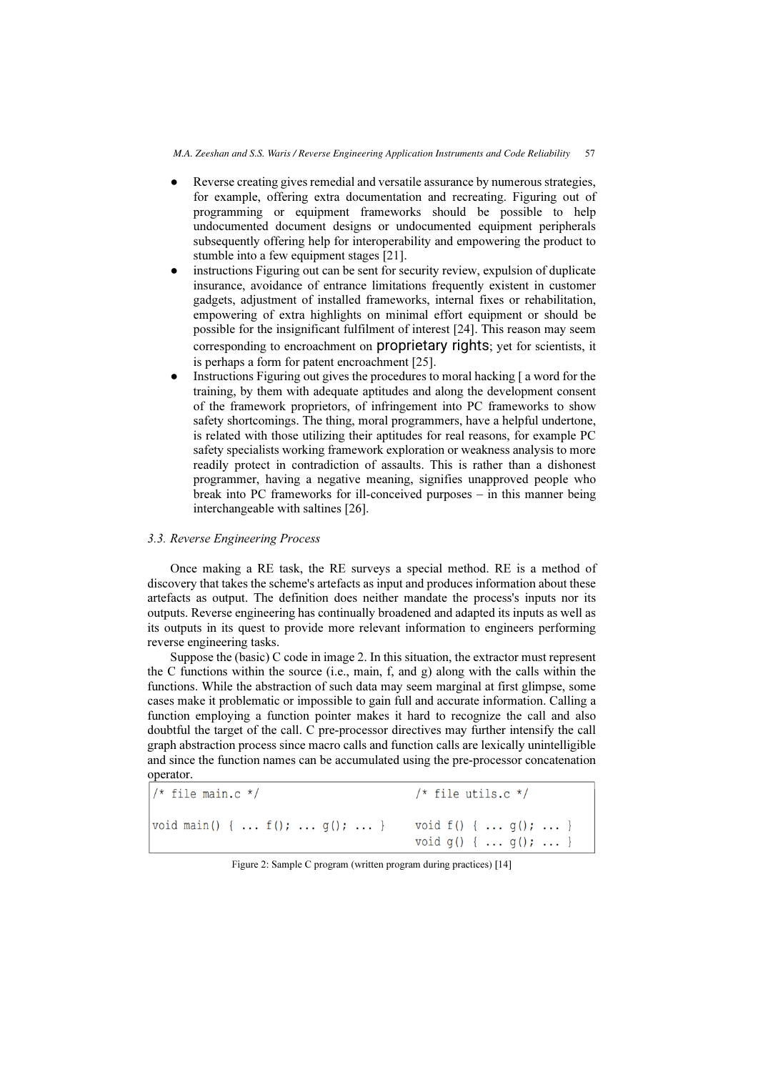- Reverse creating gives remedial and versatile assurance by numerous strategies, for example, offering extra documentation and recreating. Figuring out of programming or equipment frameworks should be possible to help undocumented document designs or undocumented equipment peripherals subsequently offering help for interoperability and empowering the product to stumble into a few equipment stages [21].
- instructions Figuring out can be sent for security review, expulsion of duplicate insurance, avoidance of entrance limitations frequently existent in customer gadgets, adjustment of installed frameworks, internal fixes or rehabilitation, empowering of extra highlights on minimal effort equipment or should be possible for the insignificant fulfilment of interest [24]. This reason may seem corresponding to encroachment on proprietary rights; yet for scientists, it is perhaps a form for patent encroachment [25].
- Instructions Figuring out gives the procedures to moral hacking [ a word for the training, by them with adequate aptitudes and along the development consent of the framework proprietors, of infringement into PC frameworks to show safety shortcomings. The thing, moral programmers, have a helpful undertone, is related with those utilizing their aptitudes for real reasons, for example PC safety specialists working framework exploration or weakness analysis to more readily protect in contradiction of assaults. This is rather than a dishonest programmer, having a negative meaning, signifies unapproved people who break into PC frameworks for ill-conceived purposes – in this manner being interchangeable with saltines [26].

### *3.3. Reverse Engineering Process*

Once making a RE task, the RE surveys a special method. RE is a method of discovery that takes the scheme's artefacts as input and produces information about these artefacts as output. The definition does neither mandate the process's inputs nor its outputs. Reverse engineering has continually broadened and adapted its inputs as well as its outputs in its quest to provide more relevant information to engineers performing reverse engineering tasks.

Suppose the (basic) C code in image 2. In this situation, the extractor must represent the C functions within the source (i.e., main, f, and g) along with the calls within the functions. While the abstraction of such data may seem marginal at first glimpse, some cases make it problematic or impossible to gain full and accurate information. Calling a function employing a function pointer makes it hard to recognize the call and also doubtful the target of the call. C pre-processor directives may further intensify the call graph abstraction process since macro calls and function calls are lexically unintelligible and since the function names can be accumulated using the pre-processor concatenation operator.

```
/* file main.c */                       /* file utils.c */

void main() { ... f(); ... g(); ... }   void f() { ... g(); ... }
                                        void g() { ... g(); ... }
```

Figure 2: Sample C program (written program during practices) [14]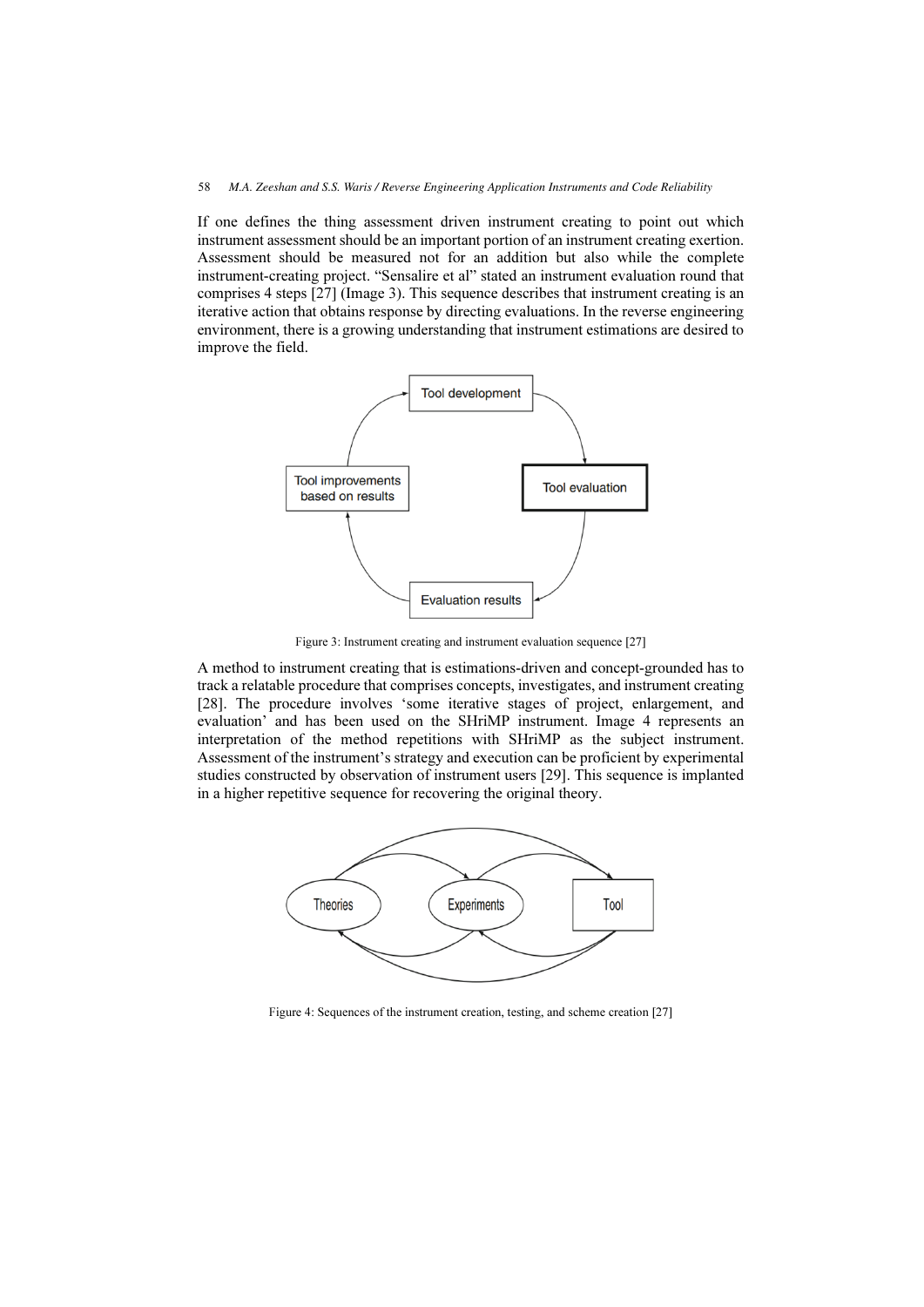If one defines the thing assessment driven instrument creating to point out which instrument assessment should be an important portion of an instrument creating exertion. Assessment should be measured not for an addition but also while the complete instrument-creating project. "Sensalire et al" stated an instrument evaluation round that comprises 4 steps [27] (Image 3). This sequence describes that instrument creating is an iterative action that obtains response by directing evaluations. In the reverse engineering environment, there is a growing understanding that instrument estimations are desired to improve the field.

Figure 3: Instrument creating and instrument evaluation sequence [27]

A method to instrument creating that is estimations-driven and concept-grounded has to track a relatable procedure that comprises concepts, investigates, and instrument creating [28]. The procedure involves 'some iterative stages of project, enlargement, and evaluation' and has been used on the SHriMP instrument. Image 4 represents an interpretation of the method repetitions with SHriMP as the subject instrument. Assessment of the instrument's strategy and execution can be proficient by experimental studies constructed by observation of instrument users [29]. This sequence is implanted in a higher repetitive sequence for recovering the original theory.

Figure 4: Sequences of the instrument creation, testing, and scheme creation [27]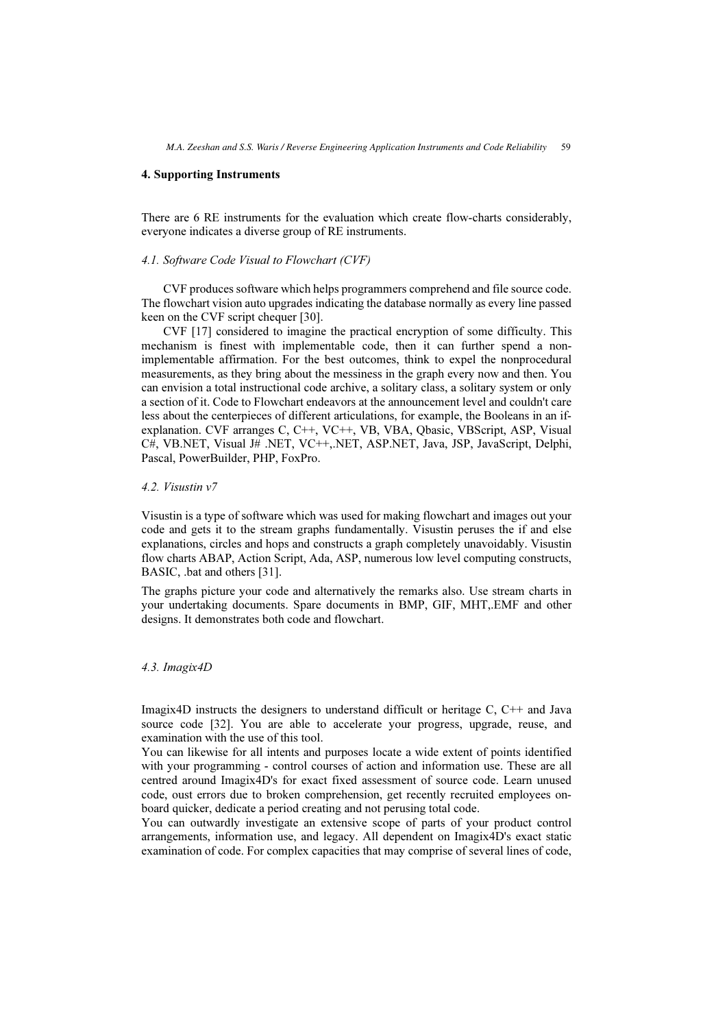## 4. Supporting Instruments

There are 6 RE instruments for the evaluation which create flow-charts considerably, everyone indicates a diverse group of RE instruments.

### *4.1. Software Code Visual to Flowchart (CVF)*

CVF produces software which helps programmers comprehend and file source code. The flowchart vision auto upgrades indicating the database normally as every line passed keen on the CVF script chequer [30].

CVF [17] considered to imagine the practical encryption of some difficulty. This mechanism is finest with implementable code, then it can further spend a non-implementable affirmation. For the best outcomes, think to expel the nonprocedural measurements, as they bring about the messiness in the graph every now and then. You can envision a total instructional code archive, a solitary class, a solitary system or only a section of it. Code to Flowchart endeavors at the announcement level and couldn't care less about the centerpieces of different articulations, for example, the Booleans in an if-explanation. CVF arranges C, C++, VC++, VB, VBA, Qbasic, VBScript, ASP, Visual C#, VB.NET, Visual J# .NET, VC++,.NET, ASP.NET, Java, JSP, JavaScript, Delphi, Pascal, PowerBuilder, PHP, FoxPro.

### *4.2. Visustin v7*

Visustin is a type of software which was used for making flowchart and images out your code and gets it to the stream graphs fundamentally. Visustin peruses the if and else explanations, circles and hops and constructs a graph completely unavoidably. Visustin flow charts ABAP, Action Script, Ada, ASP, numerous low level computing constructs, BASIC, .bat and others [31].

The graphs picture your code and alternatively the remarks also. Use stream charts in your undertaking documents. Spare documents in BMP, GIF, MHT,.EMF and other designs. It demonstrates both code and flowchart.

### *4.3. Imagix4D*

Imagix4D instructs the designers to understand difficult or heritage C, C++ and Java source code [32]. You are able to accelerate your progress, upgrade, reuse, and examination with the use of this tool.

You can likewise for all intents and purposes locate a wide extent of points identified with your programming - control courses of action and information use. These are all centred around Imagix4D's for exact fixed assessment of source code. Learn unused code, oust errors due to broken comprehension, get recently recruited employees on-board quicker, dedicate a period creating and not perusing total code.

You can outwardly investigate an extensive scope of parts of your product control arrangements, information use, and legacy. All dependent on Imagix4D's exact static examination of code. For complex capacities that may comprise of several lines of code,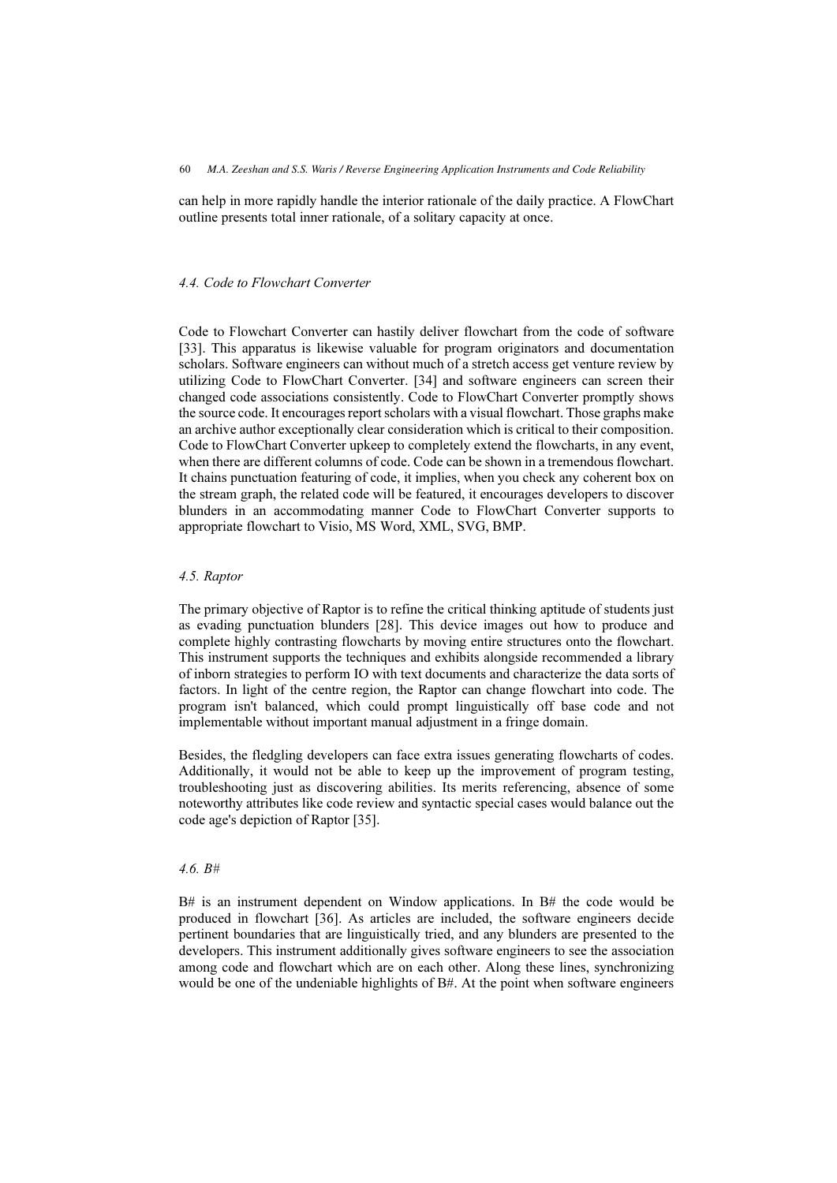can help in more rapidly handle the interior rationale of the daily practice. A FlowChart outline presents total inner rationale, of a solitary capacity at once.

### *4.4. Code to Flowchart Converter*

Code to Flowchart Converter can hastily deliver flowchart from the code of software [33]. This apparatus is likewise valuable for program originators and documentation scholars. Software engineers can without much of a stretch access get venture review by utilizing Code to FlowChart Converter. [34] and software engineers can screen their changed code associations consistently. Code to FlowChart Converter promptly shows the source code. It encourages report scholars with a visual flowchart. Those graphs make an archive author exceptionally clear consideration which is critical to their composition. Code to FlowChart Converter upkeep to completely extend the flowcharts, in any event, when there are different columns of code. Code can be shown in a tremendous flowchart. It chains punctuation featuring of code, it implies, when you check any coherent box on the stream graph, the related code will be featured, it encourages developers to discover blunders in an accommodating manner Code to FlowChart Converter supports to appropriate flowchart to Visio, MS Word, XML, SVG, BMP.

### *4.5. Raptor*

The primary objective of Raptor is to refine the critical thinking aptitude of students just as evading punctuation blunders [28]. This device images out how to produce and complete highly contrasting flowcharts by moving entire structures onto the flowchart. This instrument supports the techniques and exhibits alongside recommended a library of inborn strategies to perform IO with text documents and characterize the data sorts of factors. In light of the centre region, the Raptor can change flowchart into code. The program isn't balanced, which could prompt linguistically off base code and not implementable without important manual adjustment in a fringe domain.

Besides, the fledgling developers can face extra issues generating flowcharts of codes. Additionally, it would not be able to keep up the improvement of program testing, troubleshooting just as discovering abilities. Its merits referencing, absence of some noteworthy attributes like code review and syntactic special cases would balance out the code age's depiction of Raptor [35].

### *4.6. B#*

B# is an instrument dependent on Window applications. In B# the code would be produced in flowchart [36]. As articles are included, the software engineers decide pertinent boundaries that are linguistically tried, and any blunders are presented to the developers. This instrument additionally gives software engineers to see the association among code and flowchart which are on each other. Along these lines, synchronizing would be one of the undeniable highlights of B#. At the point when software engineers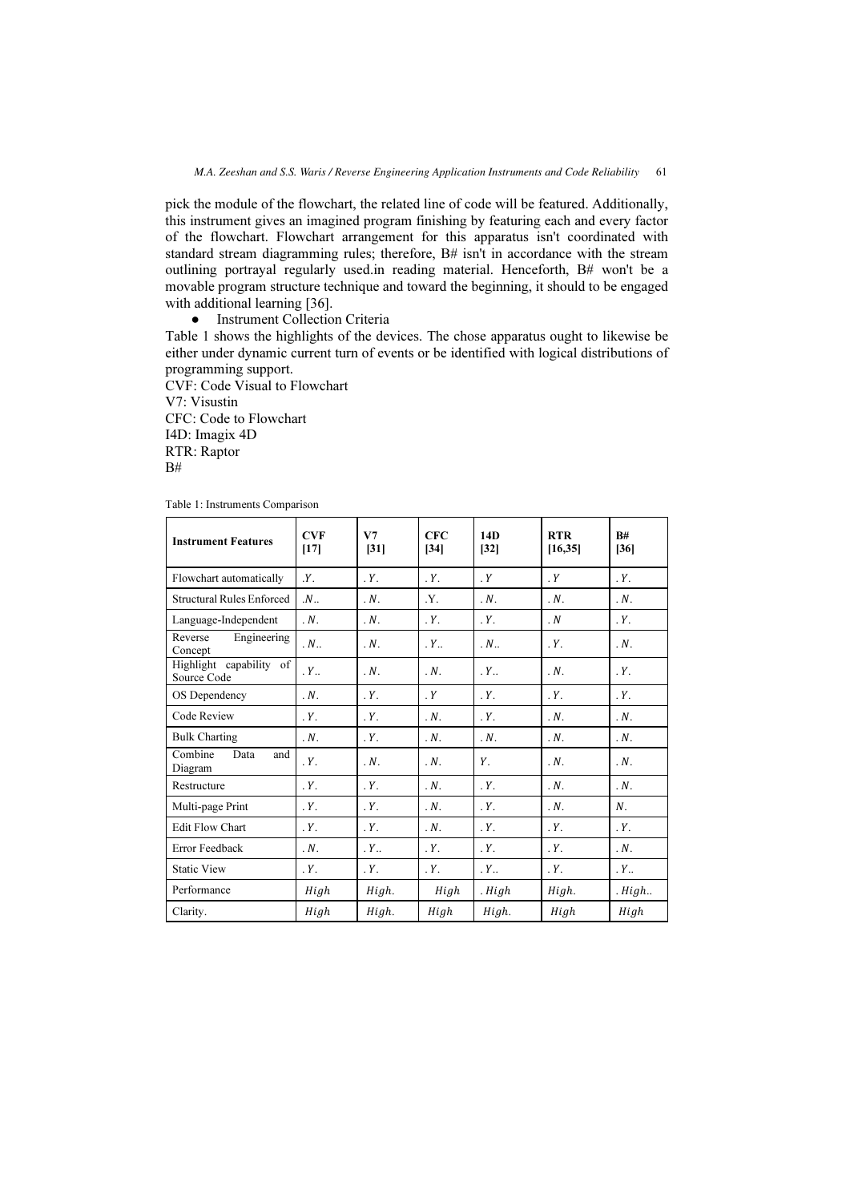pick the module of the flowchart, the related line of code will be featured. Additionally, this instrument gives an imagined program finishing by featuring each and every factor of the flowchart. Flowchart arrangement for this apparatus isn't coordinated with standard stream diagramming rules; therefore, B# isn't in accordance with the stream outlining portrayal regularly used.in reading material. Henceforth, B# won't be a movable program structure technique and toward the beginning, it should to be engaged with additional learning [36].

- Instrument Collection Criteria

Table 1 shows the highlights of the devices. The chose apparatus ought to likewise be either under dynamic current turn of events or be identified with logical distributions of programming support.

CVF: Code Visual to Flowchart
V7: Visustin
CFC: Code to Flowchart
I4D: Imagix 4D
RTR: Raptor
B#

Table 1: Instruments Comparison

| Instrument Features | CVF [17] | V7 [31] | CFC [34] | I4D [32] | RTR [16,35] | B# [36] |
|---|---|---|---|---|---|---|
| Flowchart automatically | .Y. | .Y. | .Y. | .Y | .Y | .Y. |
| Structural Rules Enforced | .N.. | .N. | .Y. | .N. | .N. | .N. |
| Language-Independent | .N. | .N. | .Y. | .Y. | .N | .Y. |
| Reverse Engineering Concept | .N.. | .N. | .Y.. | .N.. | .Y. | .N. |
| Highlight capability of Source Code | .Y.. | .N. | .N. | .Y.. | .N. | .Y. |
| OS Dependency | .N. | .Y. | .Y | .Y. | .Y. | .Y. |
| Code Review | .Y. | .Y. | .N. | .Y. | .N. | .N. |
| Bulk Charting | .N. | .Y. | .N. | .N. | .N. | .N. |
| Combine Data and Diagram | .Y. | .N. | .N. | Y. | .N. | .N. |
| Restructure | .Y. | .Y. | .N. | .Y. | .N. | .N. |
| Multi-page Print | .Y. | .Y. | .N. | .Y. | .N. | N. |
| Edit Flow Chart | .Y. | .Y. | .N. | .Y. | .Y. | .Y. |
| Error Feedback | .N. | .Y.. | .Y. | .Y. | .Y. | .N. |
| Static View | .Y. | .Y. | .Y. | .Y.. | .Y. | .Y.. |
| Performance | High | High. | High | .High | High. | .High.. |
| Clarity. | High | High. | High | High. | High | High |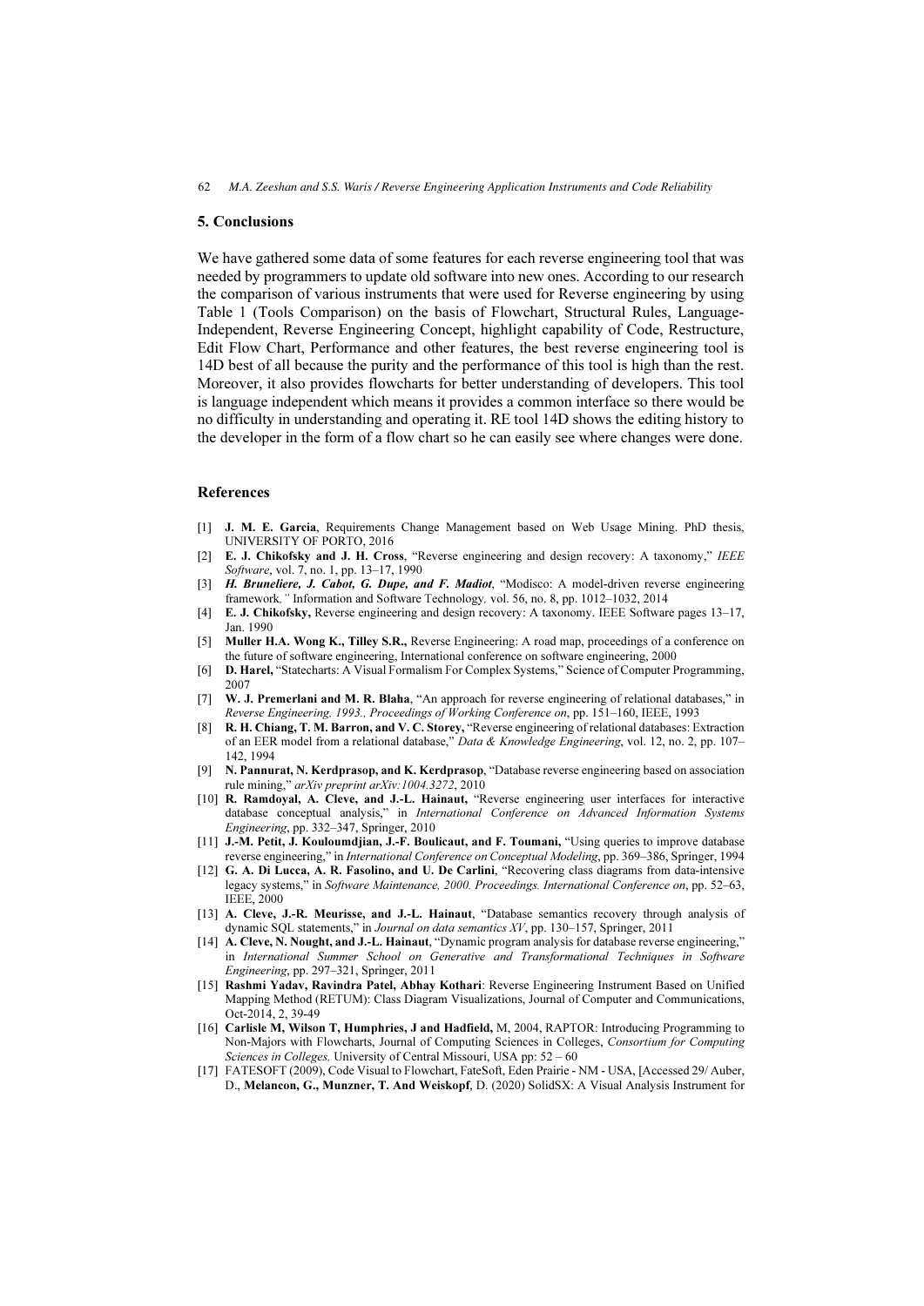## 5. Conclusions

We have gathered some data of some features for each reverse engineering tool that was needed by programmers to update old software into new ones. According to our research the comparison of various instruments that were used for Reverse engineering by using Table 1 (Tools Comparison) on the basis of Flowchart, Structural Rules, Language-Independent, Reverse Engineering Concept, highlight capability of Code, Restructure, Edit Flow Chart, Performance and other features, the best reverse engineering tool is 14D best of all because the purity and the performance of this tool is high than the rest. Moreover, it also provides flowcharts for better understanding of developers. This tool is language independent which means it provides a common interface so there would be no difficulty in understanding and operating it. RE tool 14D shows the editing history to the developer in the form of a flow chart so he can easily see where changes were done.

## References

[1] **J. M. E. Garcia**, Requirements Change Management based on Web Usage Mining. PhD thesis, UNIVERSITY OF PORTO, 2016

[2] **E. J. Chikofsky and J. H. Cross**, "Reverse engineering and design recovery: A taxonomy," *IEEE Software*, vol. 7, no. 1, pp. 13–17, 1990

[3] ***H. Bruneliere, J. Cabot, G. Dupe, and F. Madiot***, "Modisco: A model-driven reverse engineering framework*,"* Information and Software Technology*,* vol. 56, no. 8, pp. 1012–1032, 2014

[4] **E. J. Chikofsky,** Reverse engineering and design recovery: A taxonomy. IEEE Software pages 13–17, Jan. 1990

[5] **Muller H.A. Wong K., Tilley S.R.,** Reverse Engineering: A road map, proceedings of a conference on the future of software engineering, International conference on software engineering, 2000

[6] **D. Harel,** "Statecharts: A Visual Formalism For Complex Systems," Science of Computer Programming, 2007

[7] **W. J. Premerlani and M. R. Blaha**, "An approach for reverse engineering of relational databases," in *Reverse Engineering, 1993., Proceedings of Working Conference on*, pp. 151–160, IEEE, 1993

[8] **R. H. Chiang, T. M. Barron, and V. C. Storey,** "Reverse engineering of relational databases: Extraction of an EER model from a relational database," *Data & Knowledge Engineering*, vol. 12, no. 2, pp. 107–142, 1994

[9] **N. Pannurat, N. Kerdprasop, and K. Kerdprasop**, "Database reverse engineering based on association rule mining," *arXiv preprint arXiv:1004.3272*, 2010

[10] **R. Ramdoyal, A. Cleve, and J.-L. Hainaut,** "Reverse engineering user interfaces for interactive database conceptual analysis," in *International Conference on Advanced Information Systems Engineering*, pp. 332–347, Springer, 2010

[11] **J.-M. Petit, J. Kouloumdjian, J.-F. Boulicaut, and F. Toumani,** "Using queries to improve database reverse engineering," in *International Conference on Conceptual Modeling*, pp. 369–386, Springer, 1994

[12] **G. A. Di Lucca, A. R. Fasolino, and U. De Carlini**, "Recovering class diagrams from data-intensive legacy systems," in *Software Maintenance, 2000. Proceedings. International Conference on*, pp. 52–63, IEEE, 2000

[13] **A. Cleve, J.-R. Meurisse, and J.-L. Hainaut**, "Database semantics recovery through analysis of dynamic SQL statements," in *Journal on data semantics XV*, pp. 130–157, Springer, 2011

[14] **A. Cleve, N. Nought, and J.-L. Hainaut**, "Dynamic program analysis for database reverse engineering," in *International Summer School on Generative and Transformational Techniques in Software Engineering*, pp. 297–321, Springer, 2011

[15] **Rashmi Yadav, Ravindra Patel, Abhay Kothari**: Reverse Engineering Instrument Based on Unified Mapping Method (RETUM): Class Diagram Visualizations, Journal of Computer and Communications, Oct-2014, 2, 39-49

[16] **Carlisle M, Wilson T, Humphries, J and Hadfield,** M, 2004, RAPTOR: Introducing Programming to Non-Majors with Flowcharts, Journal of Computing Sciences in Colleges, *Consortium for Computing Sciences in Colleges,* University of Central Missouri, USA pp: 52 – 60

[17] FATESOFT (2009), Code Visual to Flowchart, FateSoft, Eden Prairie - NM - USA, [Accessed 29/ Auber, D., **Melancon, G., Munzner, T. And Weiskopf**, D. (2020) SolidSX: A Visual Analysis Instrument for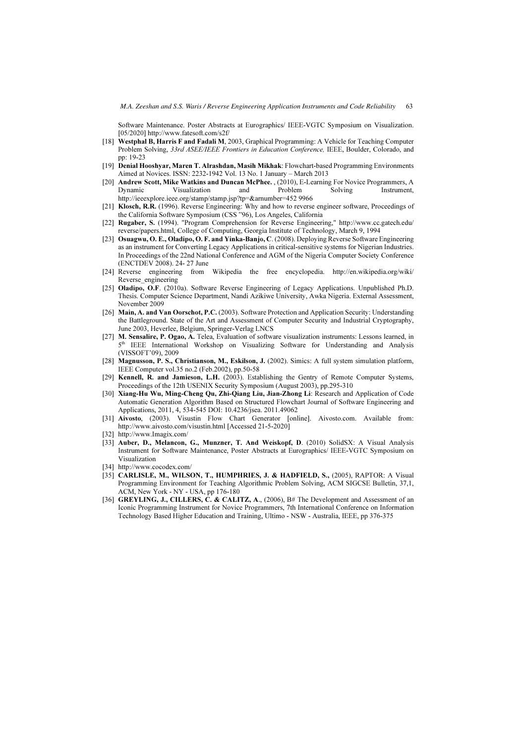Software Maintenance. Poster Abstracts at Eurographics/ IEEE-VGTC Symposium on Visualization. [05/2020] http://www.fatesoft.com/s2f/

[18] **Westphal B, Harris F and Fadali M**, 2003, Graphical Programming: A Vehicle for Teaching Computer Problem Solving, *33rd ASEE/IEEE Frontiers in Education Conference,* IEEE, Boulder, Colorado, and pp: 19-23

[19] **Denial Hooshyar, Maren T. Alrashdan, Masih Mikhak**: Flowchart-based Programming Environments Aimed at Novices. ISSN: 2232-1942 Vol. 13 No. 1 January – March 2013

[20] **Andrew Scott, Mike Watkins and Duncan McPhee.** , (2010), E-Learning For Novice Programmers, A Dynamic Visualization and Problem Solving Instrument, http://ieeexplore.ieee.org/stamp/stamp.jsp?tp=&arnumber=452 9966

[21] **Klosch, R.R.** (1996). Reverse Engineering: Why and how to reverse engineer software, Proceedings of the California Software Symposium (CSS "96), Los Angeles, California

[22] **Rugaber, S.** (1994). "Program Comprehension for Reverse Engineering," http://www.cc.gatech.edu/ reverse/papers.html, College of Computing, Georgia Institute of Technology, March 9, 1994

[23] **Osuagwu, O. E., Oladipo, O. F. and Yinka-Banjo, C**. (2008). Deploying Reverse Software Engineering as an instrument for Converting Legacy Applications in critical-sensitive systems for Nigerian Industries. In Proceedings of the 22nd National Conference and AGM of the Nigeria Computer Society Conference (ENCTDEV 2008). 24- 27 June

[24] Reverse engineering from Wikipedia the free encyclopedia. http://en.wikipedia.org/wiki/ Reverse_engineering

[25] **Oladipo, O.F**. (2010a). Software Reverse Engineering of Legacy Applications. Unpublished Ph.D. Thesis. Computer Science Department, Nandi Azikiwe University, Awka Nigeria. External Assessment, November 2009

[26] **Main, A. and Van Oorschot, P.C.** (2003). Software Protection and Application Security: Understanding the Battleground. State of the Art and Assessment of Computer Security and Industrial Cryptography, June 2003, Heverlee, Belgium, Springer-Verlag LNCS

[27] **M. Sensalire, P. Ogao, A.** Telea, Evaluation of software visualization instruments: Lessons learned, in 5th IEEE International Workshop on Visualizing Software for Understanding and Analysis (VISSOFT'09), 2009

[28] **Magnusson, P. S., Christianson, M., Eskilson, J.** (2002). Simics: A full system simulation platform, IEEE Computer vol.35 no.2 (Feb.2002), pp.50-58

[29] **Kennell, R. and Jamieson, L.H.** (2003). Establishing the Gentry of Remote Computer Systems, Proceedings of the 12th USENIX Security Symposium (August 2003), pp.295-310

[30] **Xiang-Hu Wu, Ming-Cheng Qu, Zhi-Qiang Liu, Jian-Zhong Li**: Research and Application of Code Automatic Generation Algorithm Based on Structured Flowchart Journal of Software Engineering and Applications, 2011, 4, 534-545 DOI: 10.4236/jsea. 2011.49062

[31] **Aivosto**, (2003). Visustin Flow Chart Generator [online]. Aivosto.com. Available from: http://www.aivosto.com/visustin.html [Accessed 21-5-2020]

[32] http://www.Imagix.com/

[33] **Auber, D., Melancon, G., Munzner, T. And Weiskopf, D**. (2010) SolidSX: A Visual Analysis Instrument for Software Maintenance, Poster Abstracts at Eurographics/ IEEE-VGTC Symposium on Visualization

[34] http://www.cocodex.com/

[35] **CARLISLE, M., WILSON, T., HUMPHRIES, J. & HADFIELD, S.,** (2005), RAPTOR: A Visual Programming Environment for Teaching Algorithmic Problem Solving, ACM SIGCSE Bulletin, 37,1, ACM, New York - NY - USA, pp 176-180

[36] **GREYLING, J., CILLERS, C. & CALITZ, A**., (2006), B# The Development and Assessment of an Iconic Programming Instrument for Novice Programmers, 7th International Conference on Information Technology Based Higher Education and Training, Ultimo - NSW - Australia, IEEE, pp 376-375